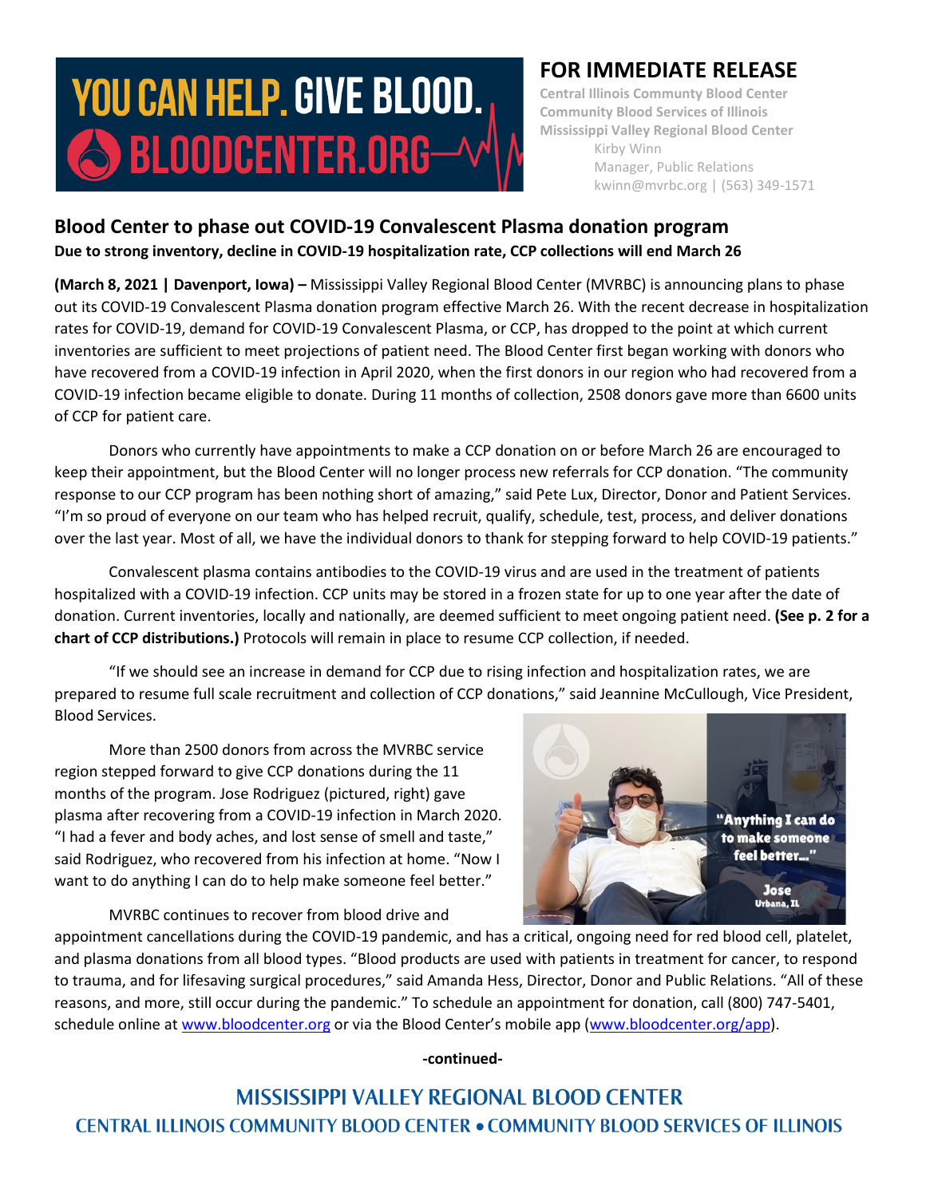YOU CAN HELP. GIVE BLOOD.
BLOODCENTER.ORG

## FOR IMMEDIATE RELEASE

**Central Illinois Community Blood Center**
**Community Blood Services of Illinois**
**Mississippi Valley Regional Blood Center**
Kirby Winn
Manager, Public Relations
kwinn@mvrbc.org | (563) 349-1571

# Blood Center to phase out COVID-19 Convalescent Plasma donation program

**Due to strong inventory, decline in COVID-19 hospitalization rate, CCP collections will end March 26**

**(March 8, 2021 | Davenport, Iowa) –** Mississippi Valley Regional Blood Center (MVRBC) is announcing plans to phase out its COVID-19 Convalescent Plasma donation program effective March 26. With the recent decrease in hospitalization rates for COVID-19, demand for COVID-19 Convalescent Plasma, or CCP, has dropped to the point at which current inventories are sufficient to meet projections of patient need. The Blood Center first began working with donors who have recovered from a COVID-19 infection in April 2020, when the first donors in our region who had recovered from a COVID-19 infection became eligible to donate. During 11 months of collection, 2508 donors gave more than 6600 units of CCP for patient care.

Donors who currently have appointments to make a CCP donation on or before March 26 are encouraged to keep their appointment, but the Blood Center will no longer process new referrals for CCP donation. "The community response to our CCP program has been nothing short of amazing," said Pete Lux, Director, Donor and Patient Services. "I'm so proud of everyone on our team who has helped recruit, qualify, schedule, test, process, and deliver donations over the last year. Most of all, we have the individual donors to thank for stepping forward to help COVID-19 patients."

Convalescent plasma contains antibodies to the COVID-19 virus and are used in the treatment of patients hospitalized with a COVID-19 infection. CCP units may be stored in a frozen state for up to one year after the date of donation. Current inventories, locally and nationally, are deemed sufficient to meet ongoing patient need. **(See p. 2 for a chart of CCP distributions.)** Protocols will remain in place to resume CCP collection, if needed.

"If we should see an increase in demand for CCP due to rising infection and hospitalization rates, we are prepared to resume full scale recruitment and collection of CCP donations," said Jeannine McCullough, Vice President, Blood Services.

More than 2500 donors from across the MVRBC service region stepped forward to give CCP donations during the 11 months of the program. Jose Rodriguez (pictured, right) gave plasma after recovering from a COVID-19 infection in March 2020. "I had a fever and body aches, and lost sense of smell and taste," said Rodriguez, who recovered from his infection at home. "Now I want to do anything I can do to help make someone feel better."

"Anything I can do to make someone feel better..." Jose, Urbana, IL

MVRBC continues to recover from blood drive and appointment cancellations during the COVID-19 pandemic, and has a critical, ongoing need for red blood cell, platelet, and plasma donations from all blood types. "Blood products are used with patients in treatment for cancer, to respond to trauma, and for lifesaving surgical procedures," said Amanda Hess, Director, Donor and Public Relations. "All of these reasons, and more, still occur during the pandemic." To schedule an appointment for donation, call (800) 747-5401, schedule online at www.bloodcenter.org or via the Blood Center's mobile app (www.bloodcenter.org/app).

**-continued-**

MISSISSIPPI VALLEY REGIONAL BLOOD CENTER
CENTRAL ILLINOIS COMMUNITY BLOOD CENTER • COMMUNITY BLOOD SERVICES OF ILLINOIS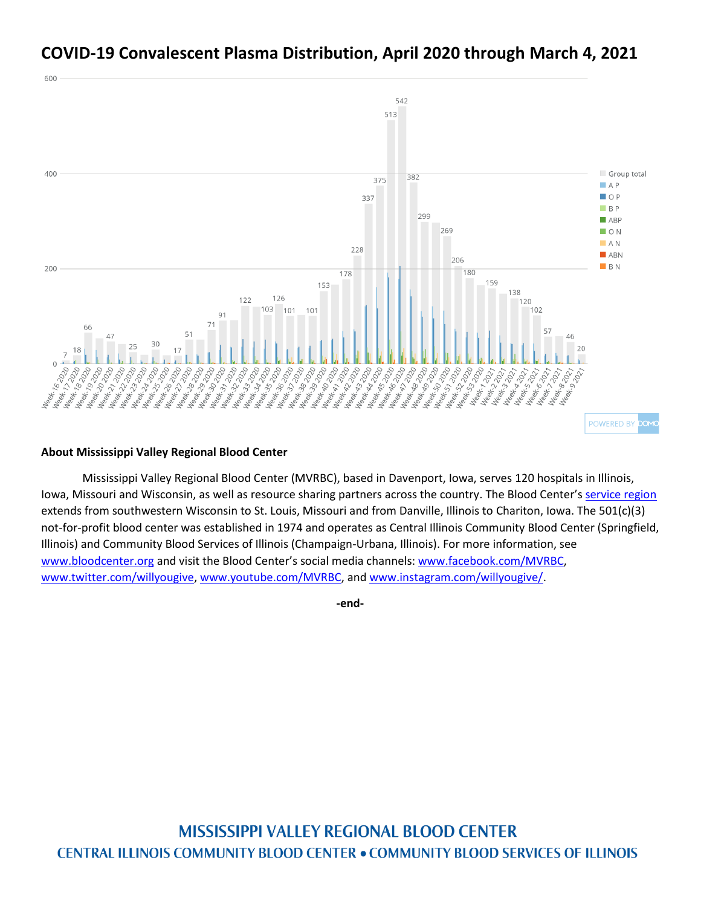## COVID-19 Convalescent Plasma Distribution, April 2020 through March 4, 2021

600
400
200
0

7, 18, 66, 47, 25, 30, 17, 51, 71, 91, 122, 103, 126, 101, 101, 153, 178, 228, 337, 375, 513, 542, 382, 299, 269, 206, 180, 159, 138, 120, 102, 57, 46, 20

Week-16 2020, Week-17 2020, Week-18 2020, Week-19 2020, Week-20 2020, Week-21 2020, Week-22 2020, Week-23 2020, Week-24 2020, Week-25 2020, Week-26 2020, Week-27 2020, Week-28 2020, Week-29 2020, Week-30 2020, Week-31 2020, Week-32 2020, Week-33 2020, Week-34 2020, Week-35 2020, Week-36 2020, Week-37 2020, Week-38 2020, Week-39 2020, Week-40 2020, Week-41 2020, Week-42 2020, Week-43 2020, Week-44 2020, Week-45 2020, Week-46 2020, Week-47 2020, Week-48 2020, Week-49 2020, Week-50 2020, Week-51 2020, Week-52 2020, Week-53 2020, Week-1 2021, Week-2 2021, Week-3 2021, Week-4 2021, Week-5 2021, Week-6 2021, Week-7 2021, Week-8 2021, Week-9 2021

Group total
A P
O P
B P
ABP
O N
A N
ABN
B N

POWERED BY DOMO

**About Mississippi Valley Regional Blood Center**

Mississippi Valley Regional Blood Center (MVRBC), based in Davenport, Iowa, serves 120 hospitals in Illinois, Iowa, Missouri and Wisconsin, as well as resource sharing partners across the country. The Blood Center's service region extends from southwestern Wisconsin to St. Louis, Missouri and from Danville, Illinois to Chariton, Iowa. The 501(c)(3) not-for-profit blood center was established in 1974 and operates as Central Illinois Community Blood Center (Springfield, Illinois) and Community Blood Services of Illinois (Champaign-Urbana, Illinois). For more information, see www.bloodcenter.org and visit the Blood Center's social media channels: www.facebook.com/MVRBC, www.twitter.com/willyougive, www.youtube.com/MVRBC, and www.instagram.com/willyougive/.

-end-

MISSISSIPPI VALLEY REGIONAL BLOOD CENTER
CENTRAL ILLINOIS COMMUNITY BLOOD CENTER • COMMUNITY BLOOD SERVICES OF ILLINOIS